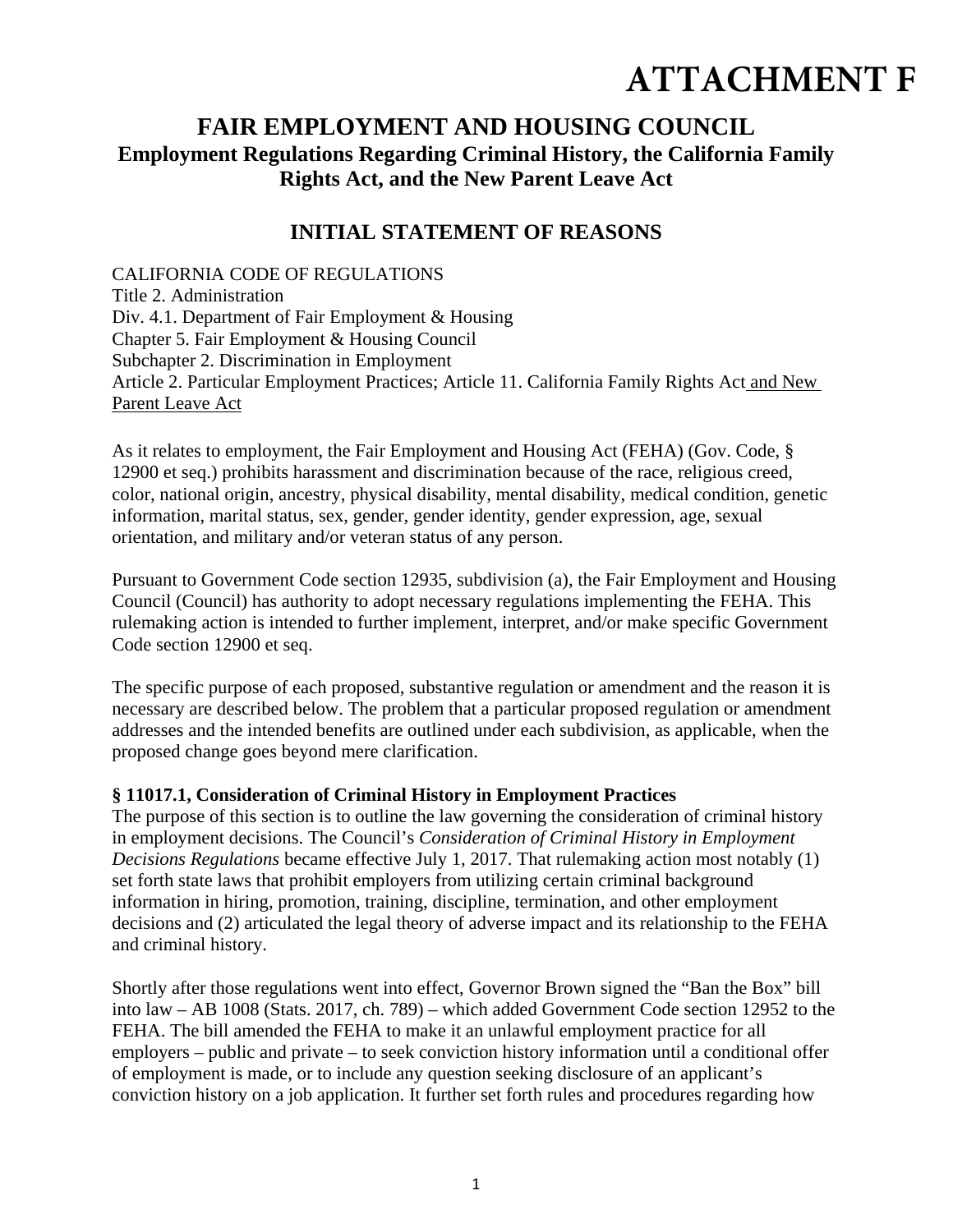# ATTACHMENT F

## FAIR EMPLOYMENT AND HOUSING COUNCIL

**Employment Regulations Regarding Criminal History, the California Family Rights Act, and the New Parent Leave Act**

## INITIAL STATEMENT OF REASONS

CALIFORNIA CODE OF REGULATIONS
Title 2. Administration
Div. 4.1. Department of Fair Employment & Housing
Chapter 5. Fair Employment & Housing Council
Subchapter 2. Discrimination in Employment
Article 2. Particular Employment Practices; Article 11. California Family Rights Act <u>and New Parent Leave Act</u>

As it relates to employment, the Fair Employment and Housing Act (FEHA) (Gov. Code, § 12900 et seq.) prohibits harassment and discrimination because of the race, religious creed, color, national origin, ancestry, physical disability, mental disability, medical condition, genetic information, marital status, sex, gender, gender identity, gender expression, age, sexual orientation, and military and/or veteran status of any person.

Pursuant to Government Code section 12935, subdivision (a), the Fair Employment and Housing Council (Council) has authority to adopt necessary regulations implementing the FEHA. This rulemaking action is intended to further implement, interpret, and/or make specific Government Code section 12900 et seq.

The specific purpose of each proposed, substantive regulation or amendment and the reason it is necessary are described below. The problem that a particular proposed regulation or amendment addresses and the intended benefits are outlined under each subdivision, as applicable, when the proposed change goes beyond mere clarification.

**§ 11017.1, Consideration of Criminal History in Employment Practices**

The purpose of this section is to outline the law governing the consideration of criminal history in employment decisions. The Council's *Consideration of Criminal History in Employment Decisions Regulations* became effective July 1, 2017. That rulemaking action most notably (1) set forth state laws that prohibit employers from utilizing certain criminal background information in hiring, promotion, training, discipline, termination, and other employment decisions and (2) articulated the legal theory of adverse impact and its relationship to the FEHA and criminal history.

Shortly after those regulations went into effect, Governor Brown signed the "Ban the Box" bill into law – AB 1008 (Stats. 2017, ch. 789) – which added Government Code section 12952 to the FEHA. The bill amended the FEHA to make it an unlawful employment practice for all employers – public and private – to seek conviction history information until a conditional offer of employment is made, or to include any question seeking disclosure of an applicant's conviction history on a job application. It further set forth rules and procedures regarding how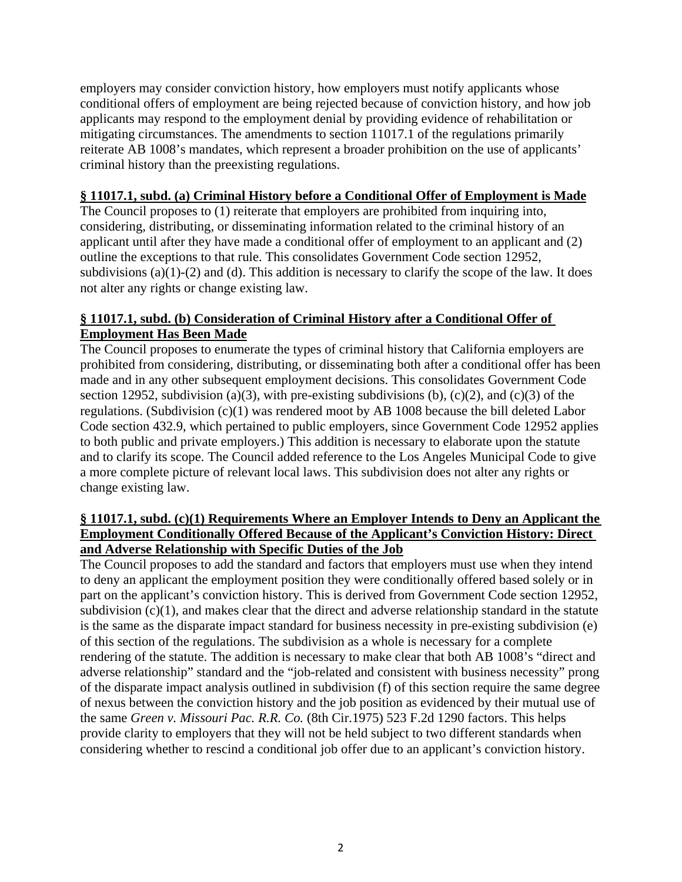employers may consider conviction history, how employers must notify applicants whose conditional offers of employment are being rejected because of conviction history, and how job applicants may respond to the employment denial by providing evidence of rehabilitation or mitigating circumstances. The amendments to section 11017.1 of the regulations primarily reiterate AB 1008's mandates, which represent a broader prohibition on the use of applicants' criminal history than the preexisting regulations.

**§ 11017.1, subd. (a) Criminal History before a Conditional Offer of Employment is Made**

The Council proposes to (1) reiterate that employers are prohibited from inquiring into, considering, distributing, or disseminating information related to the criminal history of an applicant until after they have made a conditional offer of employment to an applicant and (2) outline the exceptions to that rule. This consolidates Government Code section 12952, subdivisions (a)(1)-(2) and (d). This addition is necessary to clarify the scope of the law. It does not alter any rights or change existing law.

**§ 11017.1, subd. (b) Consideration of Criminal History after a Conditional Offer of Employment Has Been Made**

The Council proposes to enumerate the types of criminal history that California employers are prohibited from considering, distributing, or disseminating both after a conditional offer has been made and in any other subsequent employment decisions. This consolidates Government Code section 12952, subdivision (a)(3), with pre-existing subdivisions (b), (c)(2), and (c)(3) of the regulations. (Subdivision (c)(1) was rendered moot by AB 1008 because the bill deleted Labor Code section 432.9, which pertained to public employers, since Government Code 12952 applies to both public and private employers.) This addition is necessary to elaborate upon the statute and to clarify its scope. The Council added reference to the Los Angeles Municipal Code to give a more complete picture of relevant local laws. This subdivision does not alter any rights or change existing law.

**§ 11017.1, subd. (c)(1) Requirements Where an Employer Intends to Deny an Applicant the Employment Conditionally Offered Because of the Applicant's Conviction History: Direct and Adverse Relationship with Specific Duties of the Job**

The Council proposes to add the standard and factors that employers must use when they intend to deny an applicant the employment position they were conditionally offered based solely or in part on the applicant's conviction history. This is derived from Government Code section 12952, subdivision (c)(1), and makes clear that the direct and adverse relationship standard in the statute is the same as the disparate impact standard for business necessity in pre-existing subdivision (e) of this section of the regulations. The subdivision as a whole is necessary for a complete rendering of the statute. The addition is necessary to make clear that both AB 1008's "direct and adverse relationship" standard and the "job-related and consistent with business necessity" prong of the disparate impact analysis outlined in subdivision (f) of this section require the same degree of nexus between the conviction history and the job position as evidenced by their mutual use of the same *Green v. Missouri Pac. R.R. Co.* (8th Cir.1975) 523 F.2d 1290 factors. This helps provide clarity to employers that they will not be held subject to two different standards when considering whether to rescind a conditional job offer due to an applicant's conviction history.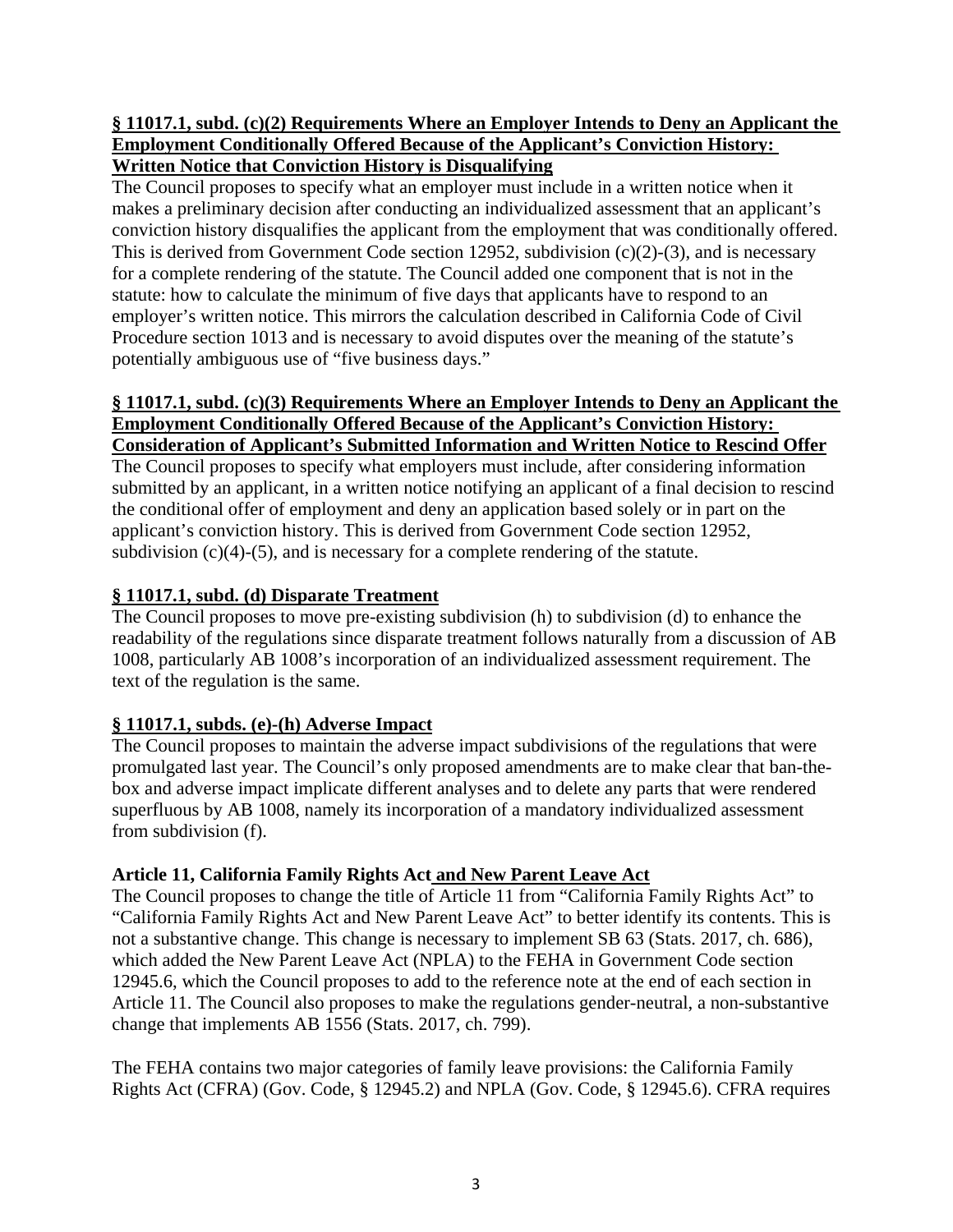**§ 11017.1, subd. (c)(2) Requirements Where an Employer Intends to Deny an Applicant the Employment Conditionally Offered Because of the Applicant's Conviction History: Written Notice that Conviction History is Disqualifying**

The Council proposes to specify what an employer must include in a written notice when it makes a preliminary decision after conducting an individualized assessment that an applicant's conviction history disqualifies the applicant from the employment that was conditionally offered. This is derived from Government Code section 12952, subdivision (c)(2)-(3), and is necessary for a complete rendering of the statute. The Council added one component that is not in the statute: how to calculate the minimum of five days that applicants have to respond to an employer's written notice. This mirrors the calculation described in California Code of Civil Procedure section 1013 and is necessary to avoid disputes over the meaning of the statute's potentially ambiguous use of "five business days."

**§ 11017.1, subd. (c)(3) Requirements Where an Employer Intends to Deny an Applicant the Employment Conditionally Offered Because of the Applicant's Conviction History: Consideration of Applicant's Submitted Information and Written Notice to Rescind Offer**

The Council proposes to specify what employers must include, after considering information submitted by an applicant, in a written notice notifying an applicant of a final decision to rescind the conditional offer of employment and deny an application based solely or in part on the applicant's conviction history. This is derived from Government Code section 12952, subdivision (c)(4)-(5), and is necessary for a complete rendering of the statute.

**§ 11017.1, subd. (d) Disparate Treatment**

The Council proposes to move pre-existing subdivision (h) to subdivision (d) to enhance the readability of the regulations since disparate treatment follows naturally from a discussion of AB 1008, particularly AB 1008's incorporation of an individualized assessment requirement. The text of the regulation is the same.

**§ 11017.1, subds. (e)-(h) Adverse Impact**

The Council proposes to maintain the adverse impact subdivisions of the regulations that were promulgated last year. The Council's only proposed amendments are to make clear that ban-the-box and adverse impact implicate different analyses and to delete any parts that were rendered superfluous by AB 1008, namely its incorporation of a mandatory individualized assessment from subdivision (f).

**Article 11, California Family Rights Act and New Parent Leave Act**

The Council proposes to change the title of Article 11 from "California Family Rights Act" to "California Family Rights Act and New Parent Leave Act" to better identify its contents. This is not a substantive change. This change is necessary to implement SB 63 (Stats. 2017, ch. 686), which added the New Parent Leave Act (NPLA) to the FEHA in Government Code section 12945.6, which the Council proposes to add to the reference note at the end of each section in Article 11. The Council also proposes to make the regulations gender-neutral, a non-substantive change that implements AB 1556 (Stats. 2017, ch. 799).

The FEHA contains two major categories of family leave provisions: the California Family Rights Act (CFRA) (Gov. Code, § 12945.2) and NPLA (Gov. Code, § 12945.6). CFRA requires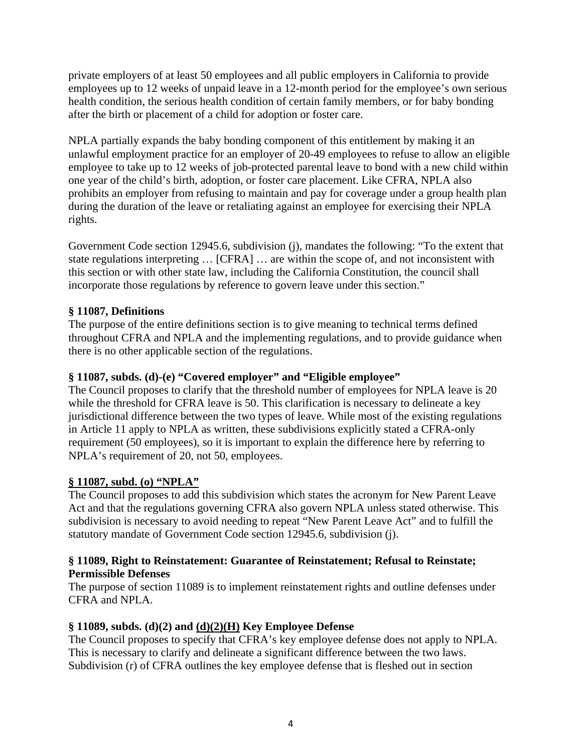private employers of at least 50 employees and all public employers in California to provide employees up to 12 weeks of unpaid leave in a 12-month period for the employee's own serious health condition, the serious health condition of certain family members, or for baby bonding after the birth or placement of a child for adoption or foster care.

NPLA partially expands the baby bonding component of this entitlement by making it an unlawful employment practice for an employer of 20-49 employees to refuse to allow an eligible employee to take up to 12 weeks of job-protected parental leave to bond with a new child within one year of the child's birth, adoption, or foster care placement. Like CFRA, NPLA also prohibits an employer from refusing to maintain and pay for coverage under a group health plan during the duration of the leave or retaliating against an employee for exercising their NPLA rights.

Government Code section 12945.6, subdivision (j), mandates the following: "To the extent that state regulations interpreting … [CFRA] … are within the scope of, and not inconsistent with this section or with other state law, including the California Constitution, the council shall incorporate those regulations by reference to govern leave under this section."

**§ 11087, Definitions**

The purpose of the entire definitions section is to give meaning to technical terms defined throughout CFRA and NPLA and the implementing regulations, and to provide guidance when there is no other applicable section of the regulations.

**§ 11087, subds. (d)-(e) "Covered employer" and "Eligible employee"**

The Council proposes to clarify that the threshold number of employees for NPLA leave is 20 while the threshold for CFRA leave is 50. This clarification is necessary to delineate a key jurisdictional difference between the two types of leave. While most of the existing regulations in Article 11 apply to NPLA as written, these subdivisions explicitly stated a CFRA-only requirement (50 employees), so it is important to explain the difference here by referring to NPLA's requirement of 20, not 50, employees.

<u>**§ 11087, subd. (o) "NPLA"**</u>

The Council proposes to add this subdivision which states the acronym for New Parent Leave Act and that the regulations governing CFRA also govern NPLA unless stated otherwise. This subdivision is necessary to avoid needing to repeat "New Parent Leave Act" and to fulfill the statutory mandate of Government Code section 12945.6, subdivision (j).

**§ 11089, Right to Reinstatement: Guarantee of Reinstatement; Refusal to Reinstate; Permissible Defenses**

The purpose of section 11089 is to implement reinstatement rights and outline defenses under CFRA and NPLA.

**§ 11089, subds. (d)(2) and <u>(d)(2)(H)</u> Key Employee Defense**

The Council proposes to specify that CFRA's key employee defense does not apply to NPLA. This is necessary to clarify and delineate a significant difference between the two laws. Subdivision (r) of CFRA outlines the key employee defense that is fleshed out in section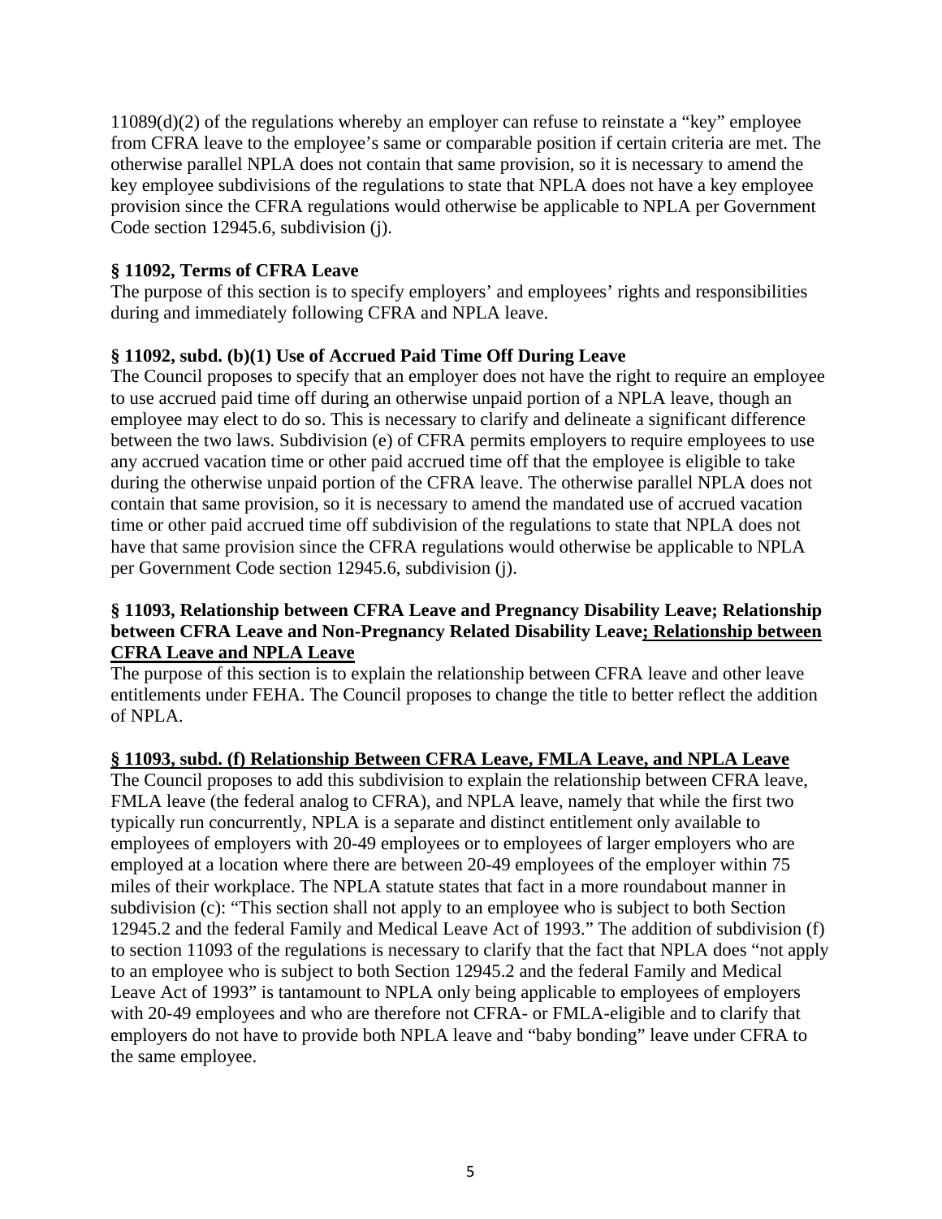11089(d)(2) of the regulations whereby an employer can refuse to reinstate a "key" employee from CFRA leave to the employee's same or comparable position if certain criteria are met. The otherwise parallel NPLA does not contain that same provision, so it is necessary to amend the key employee subdivisions of the regulations to state that NPLA does not have a key employee provision since the CFRA regulations would otherwise be applicable to NPLA per Government Code section 12945.6, subdivision (j).

**§ 11092, Terms of CFRA Leave**

The purpose of this section is to specify employers' and employees' rights and responsibilities during and immediately following CFRA and NPLA leave.

**§ 11092, subd. (b)(1) Use of Accrued Paid Time Off During Leave**

The Council proposes to specify that an employer does not have the right to require an employee to use accrued paid time off during an otherwise unpaid portion of a NPLA leave, though an employee may elect to do so. This is necessary to clarify and delineate a significant difference between the two laws. Subdivision (e) of CFRA permits employers to require employees to use any accrued vacation time or other paid accrued time off that the employee is eligible to take during the otherwise unpaid portion of the CFRA leave. The otherwise parallel NPLA does not contain that same provision, so it is necessary to amend the mandated use of accrued vacation time or other paid accrued time off subdivision of the regulations to state that NPLA does not have that same provision since the CFRA regulations would otherwise be applicable to NPLA per Government Code section 12945.6, subdivision (j).

**§ 11093, Relationship between CFRA Leave and Pregnancy Disability Leave; Relationship between CFRA Leave and Non-Pregnancy Related Disability Leave<u>; Relationship between CFRA Leave and NPLA Leave</u>**

The purpose of this section is to explain the relationship between CFRA leave and other leave entitlements under FEHA. The Council proposes to change the title to better reflect the addition of NPLA.

**<u>§ 11093, subd. (f) Relationship Between CFRA Leave, FMLA Leave, and NPLA Leave</u>**

The Council proposes to add this subdivision to explain the relationship between CFRA leave, FMLA leave (the federal analog to CFRA), and NPLA leave, namely that while the first two typically run concurrently, NPLA is a separate and distinct entitlement only available to employees of employers with 20-49 employees or to employees of larger employers who are employed at a location where there are between 20-49 employees of the employer within 75 miles of their workplace. The NPLA statute states that fact in a more roundabout manner in subdivision (c): "This section shall not apply to an employee who is subject to both Section 12945.2 and the federal Family and Medical Leave Act of 1993." The addition of subdivision (f) to section 11093 of the regulations is necessary to clarify that the fact that NPLA does "not apply to an employee who is subject to both Section 12945.2 and the federal Family and Medical Leave Act of 1993" is tantamount to NPLA only being applicable to employees of employers with 20-49 employees and who are therefore not CFRA- or FMLA-eligible and to clarify that employers do not have to provide both NPLA leave and "baby bonding" leave under CFRA to the same employee.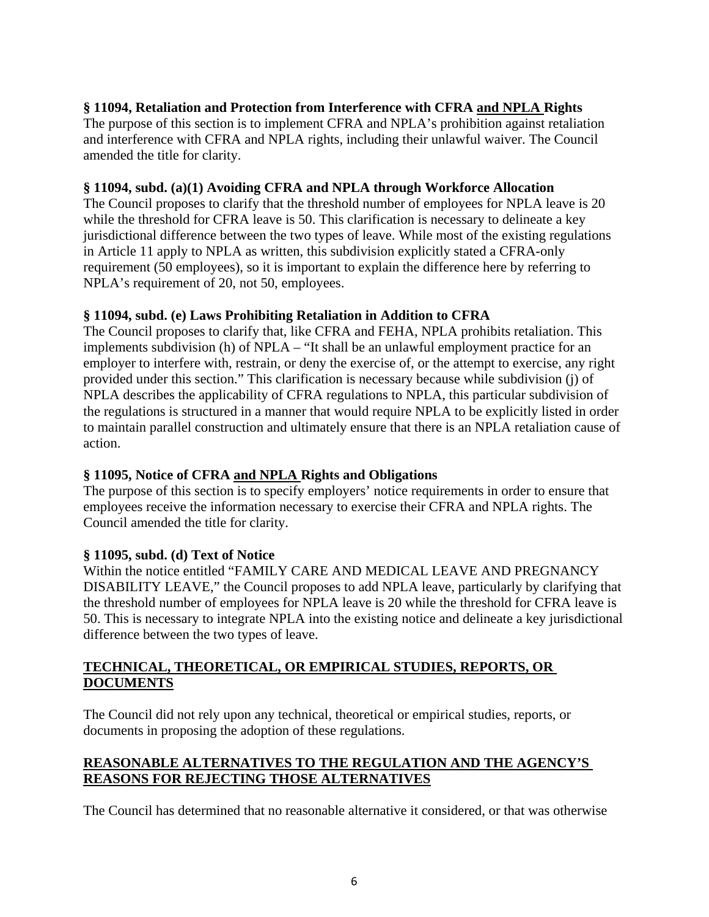**§ 11094, Retaliation and Protection from Interference with CFRA and NPLA Rights**
The purpose of this section is to implement CFRA and NPLA's prohibition against retaliation and interference with CFRA and NPLA rights, including their unlawful waiver. The Council amended the title for clarity.

**§ 11094, subd. (a)(1) Avoiding CFRA and NPLA through Workforce Allocation**
The Council proposes to clarify that the threshold number of employees for NPLA leave is 20 while the threshold for CFRA leave is 50. This clarification is necessary to delineate a key jurisdictional difference between the two types of leave. While most of the existing regulations in Article 11 apply to NPLA as written, this subdivision explicitly stated a CFRA-only requirement (50 employees), so it is important to explain the difference here by referring to NPLA's requirement of 20, not 50, employees.

**§ 11094, subd. (e) Laws Prohibiting Retaliation in Addition to CFRA**
The Council proposes to clarify that, like CFRA and FEHA, NPLA prohibits retaliation. This implements subdivision (h) of NPLA – "It shall be an unlawful employment practice for an employer to interfere with, restrain, or deny the exercise of, or the attempt to exercise, any right provided under this section." This clarification is necessary because while subdivision (j) of NPLA describes the applicability of CFRA regulations to NPLA, this particular subdivision of the regulations is structured in a manner that would require NPLA to be explicitly listed in order to maintain parallel construction and ultimately ensure that there is an NPLA retaliation cause of action.

**§ 11095, Notice of CFRA and NPLA Rights and Obligations**
The purpose of this section is to specify employers' notice requirements in order to ensure that employees receive the information necessary to exercise their CFRA and NPLA rights. The Council amended the title for clarity.

**§ 11095, subd. (d) Text of Notice**
Within the notice entitled "FAMILY CARE AND MEDICAL LEAVE AND PREGNANCY DISABILITY LEAVE," the Council proposes to add NPLA leave, particularly by clarifying that the threshold number of employees for NPLA leave is 20 while the threshold for CFRA leave is 50. This is necessary to integrate NPLA into the existing notice and delineate a key jurisdictional difference between the two types of leave.

## TECHNICAL, THEORETICAL, OR EMPIRICAL STUDIES, REPORTS, OR DOCUMENTS

The Council did not rely upon any technical, theoretical or empirical studies, reports, or documents in proposing the adoption of these regulations.

## REASONABLE ALTERNATIVES TO THE REGULATION AND THE AGENCY'S REASONS FOR REJECTING THOSE ALTERNATIVES

The Council has determined that no reasonable alternative it considered, or that was otherwise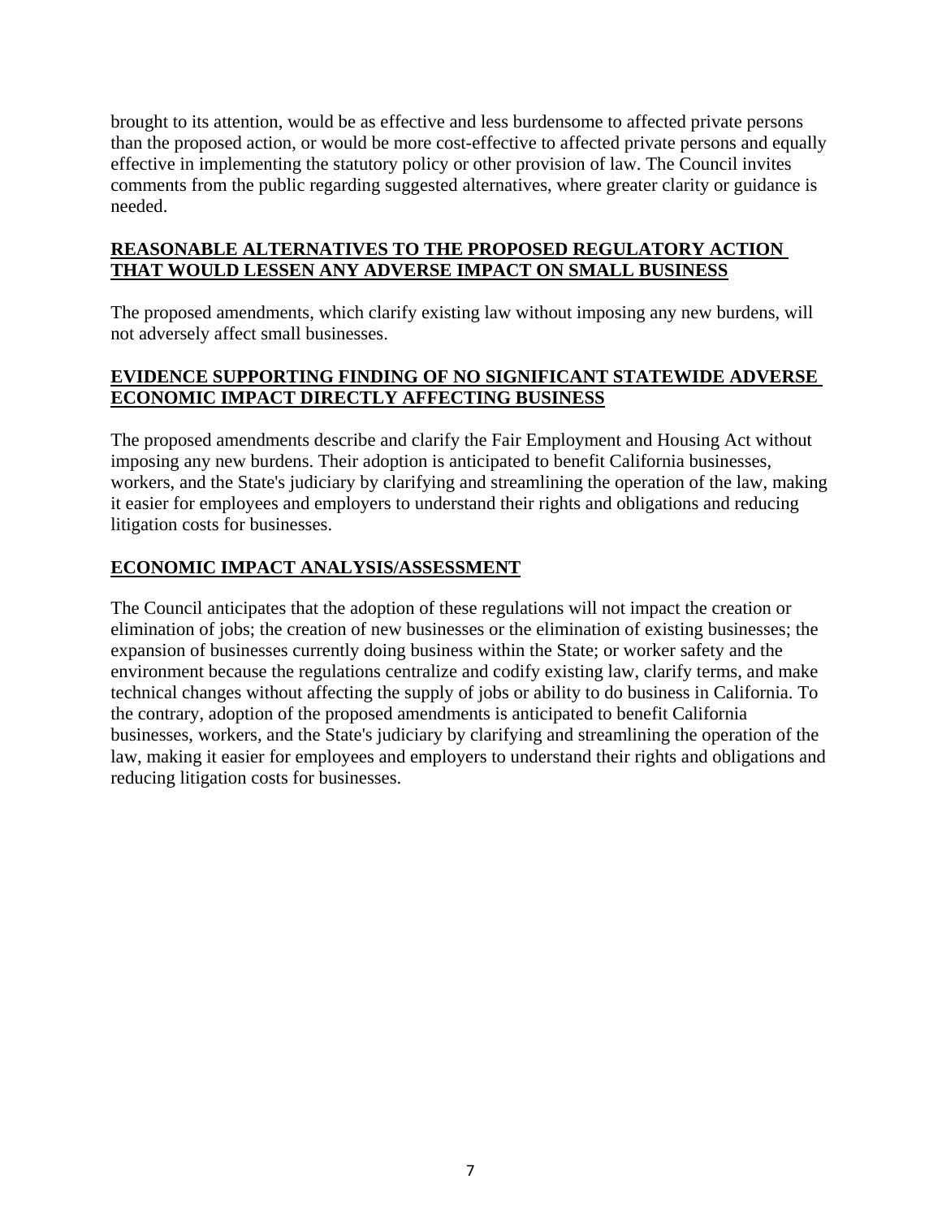brought to its attention, would be as effective and less burdensome to affected private persons than the proposed action, or would be more cost-effective to affected private persons and equally effective in implementing the statutory policy or other provision of law. The Council invites comments from the public regarding suggested alternatives, where greater clarity or guidance is needed.

## REASONABLE ALTERNATIVES TO THE PROPOSED REGULATORY ACTION THAT WOULD LESSEN ANY ADVERSE IMPACT ON SMALL BUSINESS

The proposed amendments, which clarify existing law without imposing any new burdens, will not adversely affect small businesses.

## EVIDENCE SUPPORTING FINDING OF NO SIGNIFICANT STATEWIDE ADVERSE ECONOMIC IMPACT DIRECTLY AFFECTING BUSINESS

The proposed amendments describe and clarify the Fair Employment and Housing Act without imposing any new burdens. Their adoption is anticipated to benefit California businesses, workers, and the State's judiciary by clarifying and streamlining the operation of the law, making it easier for employees and employers to understand their rights and obligations and reducing litigation costs for businesses.

## ECONOMIC IMPACT ANALYSIS/ASSESSMENT

The Council anticipates that the adoption of these regulations will not impact the creation or elimination of jobs; the creation of new businesses or the elimination of existing businesses; the expansion of businesses currently doing business within the State; or worker safety and the environment because the regulations centralize and codify existing law, clarify terms, and make technical changes without affecting the supply of jobs or ability to do business in California. To the contrary, adoption of the proposed amendments is anticipated to benefit California businesses, workers, and the State's judiciary by clarifying and streamlining the operation of the law, making it easier for employees and employers to understand their rights and obligations and reducing litigation costs for businesses.